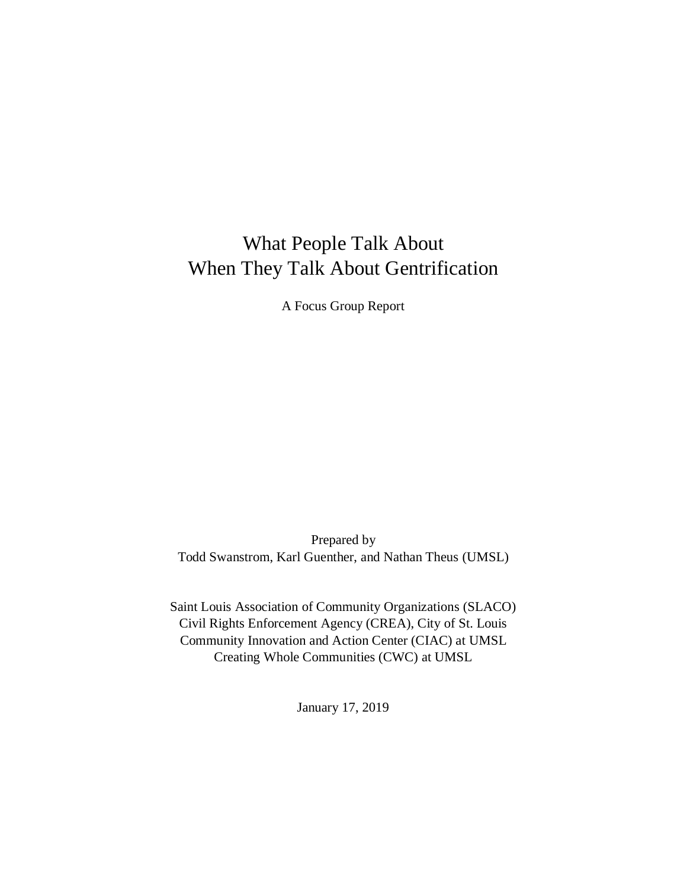# What People Talk About
# When They Talk About Gentrification

A Focus Group Report

Prepared by
Todd Swanstrom, Karl Guenther, and Nathan Theus (UMSL)

Saint Louis Association of Community Organizations (SLACO)
Civil Rights Enforcement Agency (CREA), City of St. Louis
Community Innovation and Action Center (CIAC) at UMSL
Creating Whole Communities (CWC) at UMSL

January 17, 2019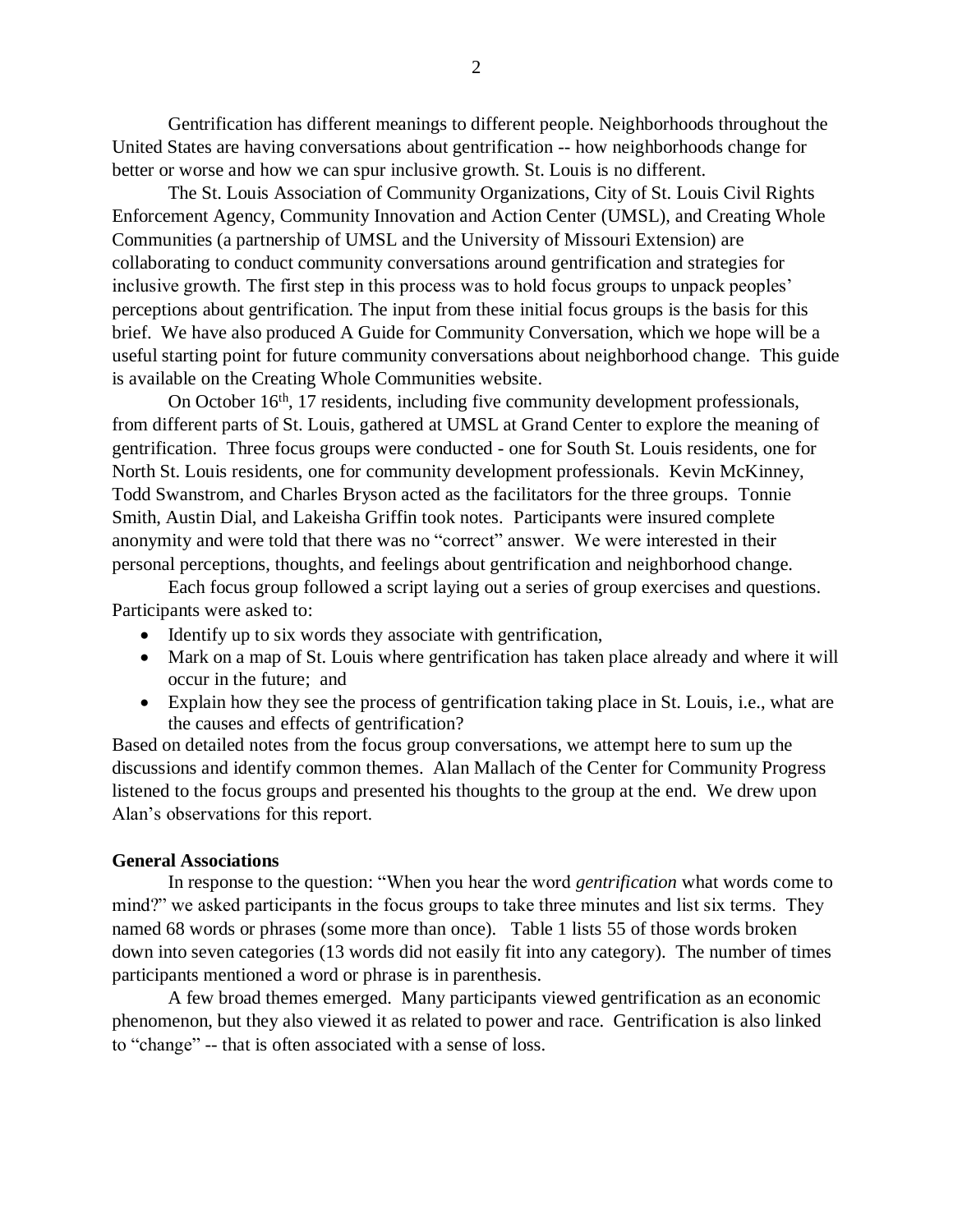Gentrification has different meanings to different people. Neighborhoods throughout the United States are having conversations about gentrification -- how neighborhoods change for better or worse and how we can spur inclusive growth. St. Louis is no different.

The St. Louis Association of Community Organizations, City of St. Louis Civil Rights Enforcement Agency, Community Innovation and Action Center (UMSL), and Creating Whole Communities (a partnership of UMSL and the University of Missouri Extension) are collaborating to conduct community conversations around gentrification and strategies for inclusive growth. The first step in this process was to hold focus groups to unpack peoples' perceptions about gentrification. The input from these initial focus groups is the basis for this brief. We have also produced A Guide for Community Conversation, which we hope will be a useful starting point for future community conversations about neighborhood change. This guide is available on the Creating Whole Communities website.

On October 16th, 17 residents, including five community development professionals, from different parts of St. Louis, gathered at UMSL at Grand Center to explore the meaning of gentrification. Three focus groups were conducted - one for South St. Louis residents, one for North St. Louis residents, one for community development professionals. Kevin McKinney, Todd Swanstrom, and Charles Bryson acted as the facilitators for the three groups. Tonnie Smith, Austin Dial, and Lakeisha Griffin took notes. Participants were insured complete anonymity and were told that there was no "correct" answer. We were interested in their personal perceptions, thoughts, and feelings about gentrification and neighborhood change.

Each focus group followed a script laying out a series of group exercises and questions. Participants were asked to:

- Identify up to six words they associate with gentrification,
- Mark on a map of St. Louis where gentrification has taken place already and where it will occur in the future; and
- Explain how they see the process of gentrification taking place in St. Louis, i.e., what are the causes and effects of gentrification?

Based on detailed notes from the focus group conversations, we attempt here to sum up the discussions and identify common themes. Alan Mallach of the Center for Community Progress listened to the focus groups and presented his thoughts to the group at the end. We drew upon Alan's observations for this report.

**General Associations**

In response to the question: "When you hear the word *gentrification* what words come to mind?" we asked participants in the focus groups to take three minutes and list six terms. They named 68 words or phrases (some more than once). Table 1 lists 55 of those words broken down into seven categories (13 words did not easily fit into any category). The number of times participants mentioned a word or phrase is in parenthesis.

A few broad themes emerged. Many participants viewed gentrification as an economic phenomenon, but they also viewed it as related to power and race. Gentrification is also linked to "change" -- that is often associated with a sense of loss.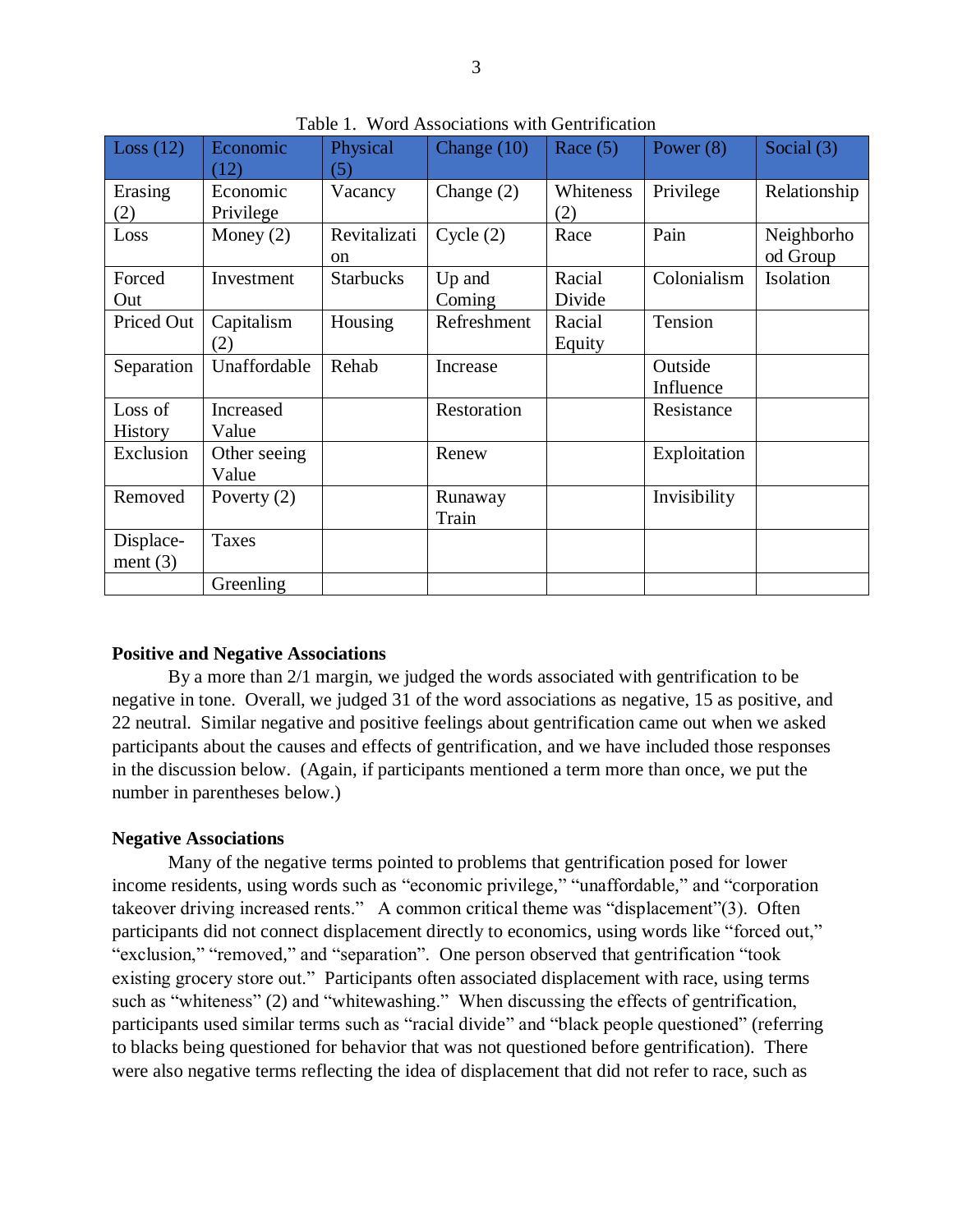Table 1. Word Associations with Gentrification

| Loss (12) | Economic (12) | Physical (5) | Change (10) | Race (5) | Power (8) | Social (3) |
|---|---|---|---|---|---|---|
| Erasing (2) | Economic Privilege | Vacancy | Change (2) | Whiteness (2) | Privilege | Relationship |
| Loss | Money (2) | Revitalization | Cycle (2) | Race | Pain | Neighborhood Group |
| Forced Out | Investment | Starbucks | Up and Coming | Racial Divide | Colonialism | Isolation |
| Priced Out | Capitalism (2) | Housing | Refreshment | Racial Equity | Tension | |
| Separation | Unaffordable | Rehab | Increase | | Outside Influence | |
| Loss of History | Increased Value | | Restoration | | Resistance | |
| Exclusion | Other seeing Value | | Renew | | Exploitation | |
| Removed | Poverty (2) | | Runaway Train | | Invisibility | |
| Displace-ment (3) | Taxes | | | | | |
| | Greenling | | | | | |

**Positive and Negative Associations**

By a more than 2/1 margin, we judged the words associated with gentrification to be negative in tone. Overall, we judged 31 of the word associations as negative, 15 as positive, and 22 neutral. Similar negative and positive feelings about gentrification came out when we asked participants about the causes and effects of gentrification, and we have included those responses in the discussion below. (Again, if participants mentioned a term more than once, we put the number in parentheses below.)

**Negative Associations**

Many of the negative terms pointed to problems that gentrification posed for lower income residents, using words such as "economic privilege," "unaffordable," and "corporation takeover driving increased rents." A common critical theme was "displacement"(3). Often participants did not connect displacement directly to economics, using words like "forced out," "exclusion," "removed," and "separation". One person observed that gentrification "took existing grocery store out." Participants often associated displacement with race, using terms such as "whiteness" (2) and "whitewashing." When discussing the effects of gentrification, participants used similar terms such as "racial divide" and "black people questioned" (referring to blacks being questioned for behavior that was not questioned before gentrification). There were also negative terms reflecting the idea of displacement that did not refer to race, such as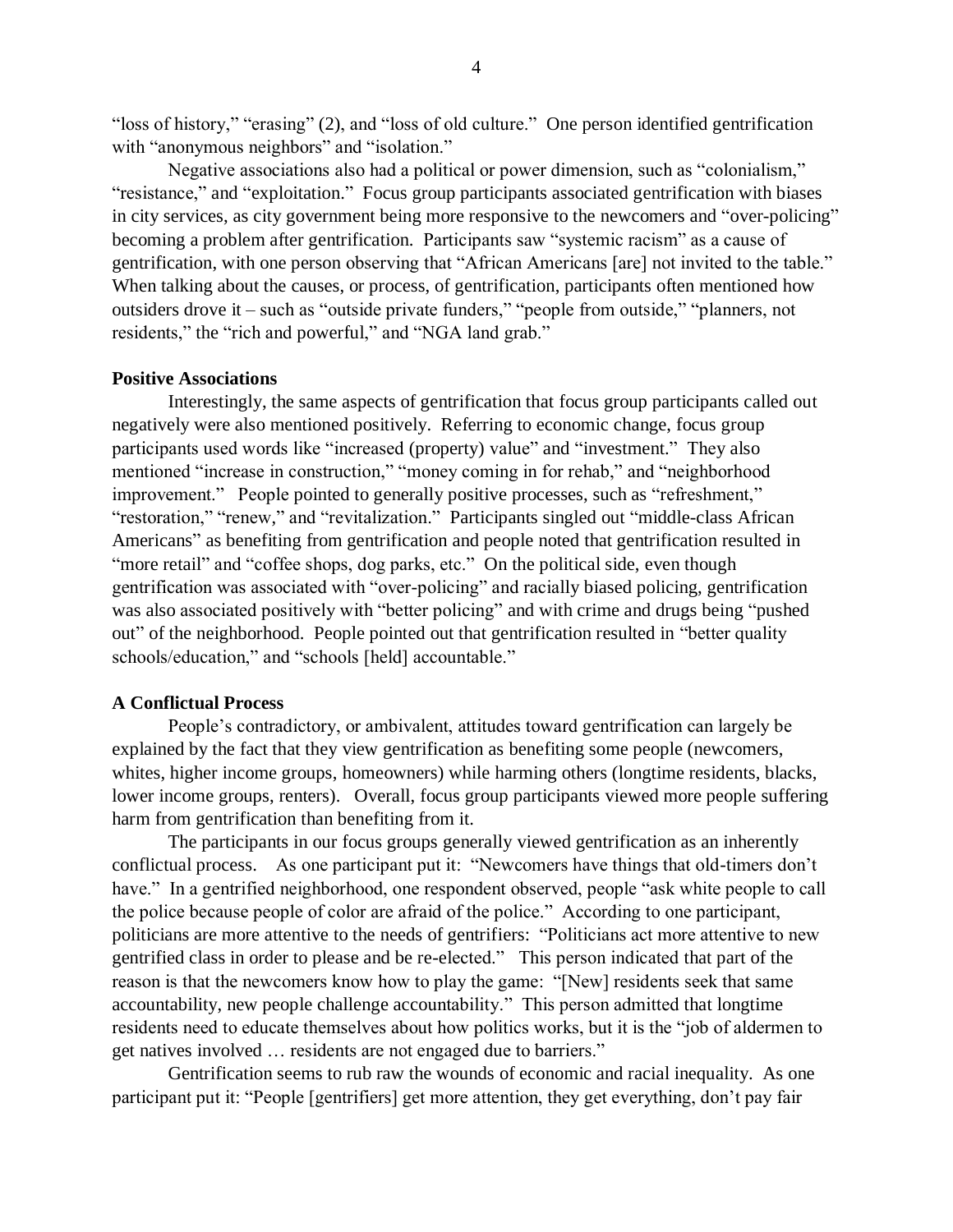"loss of history," "erasing" (2), and "loss of old culture." One person identified gentrification with "anonymous neighbors" and "isolation."

Negative associations also had a political or power dimension, such as "colonialism," "resistance," and "exploitation." Focus group participants associated gentrification with biases in city services, as city government being more responsive to the newcomers and "over-policing" becoming a problem after gentrification. Participants saw "systemic racism" as a cause of gentrification, with one person observing that "African Americans [are] not invited to the table." When talking about the causes, or process, of gentrification, participants often mentioned how outsiders drove it – such as "outside private funders," "people from outside," "planners, not residents," the "rich and powerful," and "NGA land grab."

**Positive Associations**

Interestingly, the same aspects of gentrification that focus group participants called out negatively were also mentioned positively. Referring to economic change, focus group participants used words like "increased (property) value" and "investment." They also mentioned "increase in construction," "money coming in for rehab," and "neighborhood improvement." People pointed to generally positive processes, such as "refreshment," "restoration," "renew," and "revitalization." Participants singled out "middle-class African Americans" as benefiting from gentrification and people noted that gentrification resulted in "more retail" and "coffee shops, dog parks, etc." On the political side, even though gentrification was associated with "over-policing" and racially biased policing, gentrification was also associated positively with "better policing" and with crime and drugs being "pushed out" of the neighborhood. People pointed out that gentrification resulted in "better quality schools/education," and "schools [held] accountable."

**A Conflictual Process**

People's contradictory, or ambivalent, attitudes toward gentrification can largely be explained by the fact that they view gentrification as benefiting some people (newcomers, whites, higher income groups, homeowners) while harming others (longtime residents, blacks, lower income groups, renters). Overall, focus group participants viewed more people suffering harm from gentrification than benefiting from it.

The participants in our focus groups generally viewed gentrification as an inherently conflictual process. As one participant put it: "Newcomers have things that old-timers don't have." In a gentrified neighborhood, one respondent observed, people "ask white people to call the police because people of color are afraid of the police." According to one participant, politicians are more attentive to the needs of gentrifiers: "Politicians act more attentive to new gentrified class in order to please and be re-elected." This person indicated that part of the reason is that the newcomers know how to play the game: "[New] residents seek that same accountability, new people challenge accountability." This person admitted that longtime residents need to educate themselves about how politics works, but it is the "job of aldermen to get natives involved … residents are not engaged due to barriers."

Gentrification seems to rub raw the wounds of economic and racial inequality. As one participant put it: "People [gentrifiers] get more attention, they get everything, don't pay fair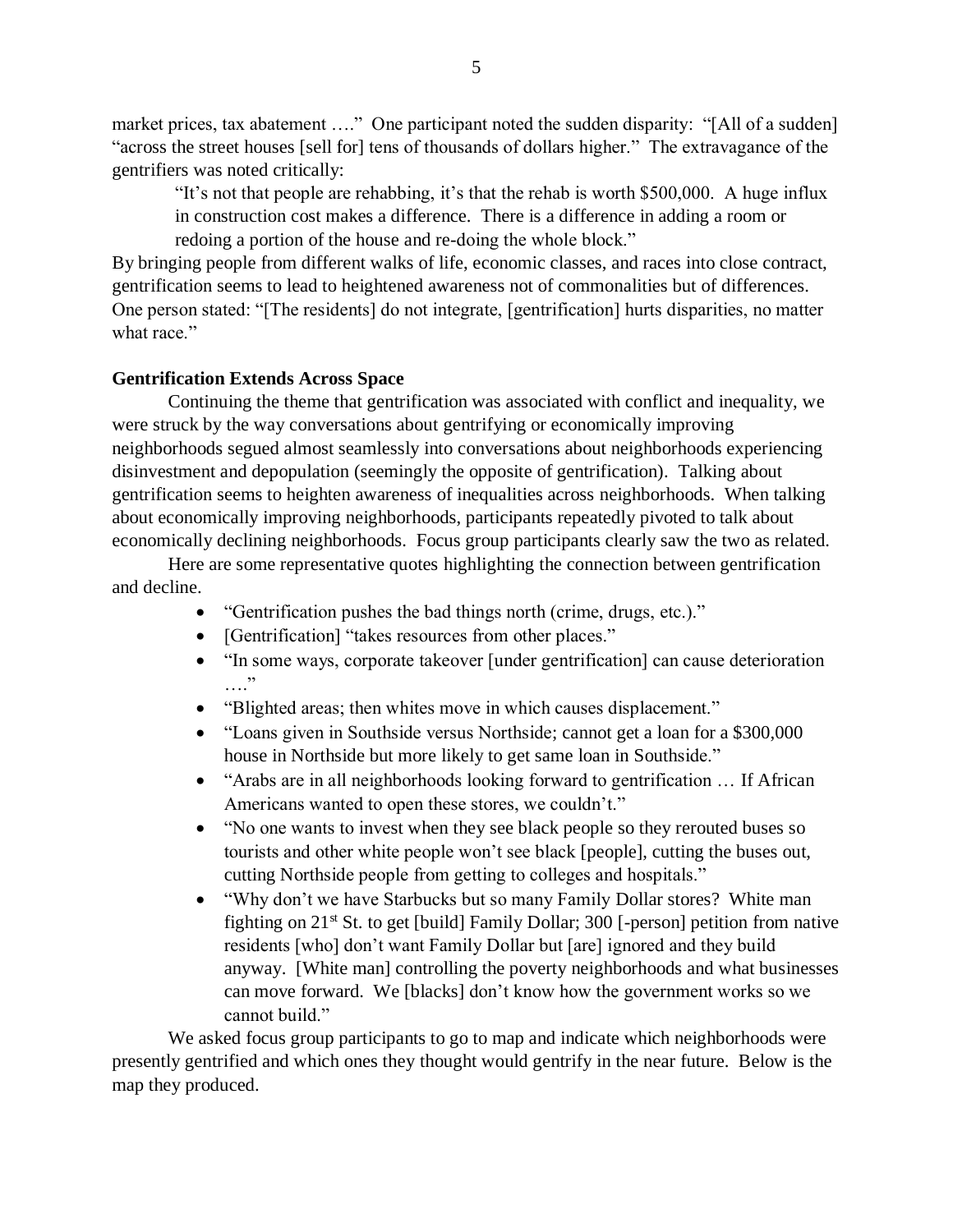market prices, tax abatement …." One participant noted the sudden disparity: "[All of a sudden] "across the street houses [sell for] tens of thousands of dollars higher." The extravagance of the gentrifiers was noted critically:

> "It's not that people are rehabbing, it's that the rehab is worth $500,000. A huge influx in construction cost makes a difference. There is a difference in adding a room or redoing a portion of the house and re-doing the whole block."

By bringing people from different walks of life, economic classes, and races into close contract, gentrification seems to lead to heightened awareness not of commonalities but of differences. One person stated: "[The residents] do not integrate, [gentrification] hurts disparities, no matter what race."

**Gentrification Extends Across Space**

Continuing the theme that gentrification was associated with conflict and inequality, we were struck by the way conversations about gentrifying or economically improving neighborhoods segued almost seamlessly into conversations about neighborhoods experiencing disinvestment and depopulation (seemingly the opposite of gentrification). Talking about gentrification seems to heighten awareness of inequalities across neighborhoods. When talking about economically improving neighborhoods, participants repeatedly pivoted to talk about economically declining neighborhoods. Focus group participants clearly saw the two as related.

Here are some representative quotes highlighting the connection between gentrification and decline.

- "Gentrification pushes the bad things north (crime, drugs, etc.)."
- [Gentrification] "takes resources from other places."
- "In some ways, corporate takeover [under gentrification] can cause deterioration …."
- "Blighted areas; then whites move in which causes displacement."
- "Loans given in Southside versus Northside; cannot get a loan for a $300,000 house in Northside but more likely to get same loan in Southside."
- "Arabs are in all neighborhoods looking forward to gentrification … If African Americans wanted to open these stores, we couldn't."
- "No one wants to invest when they see black people so they rerouted buses so tourists and other white people won't see black [people], cutting the buses out, cutting Northside people from getting to colleges and hospitals."
- "Why don't we have Starbucks but so many Family Dollar stores? White man fighting on 21st St. to get [build] Family Dollar; 300 [-person] petition from native residents [who] don't want Family Dollar but [are] ignored and they build anyway. [White man] controlling the poverty neighborhoods and what businesses can move forward. We [blacks] don't know how the government works so we cannot build."

We asked focus group participants to go to map and indicate which neighborhoods were presently gentrified and which ones they thought would gentrify in the near future. Below is the map they produced.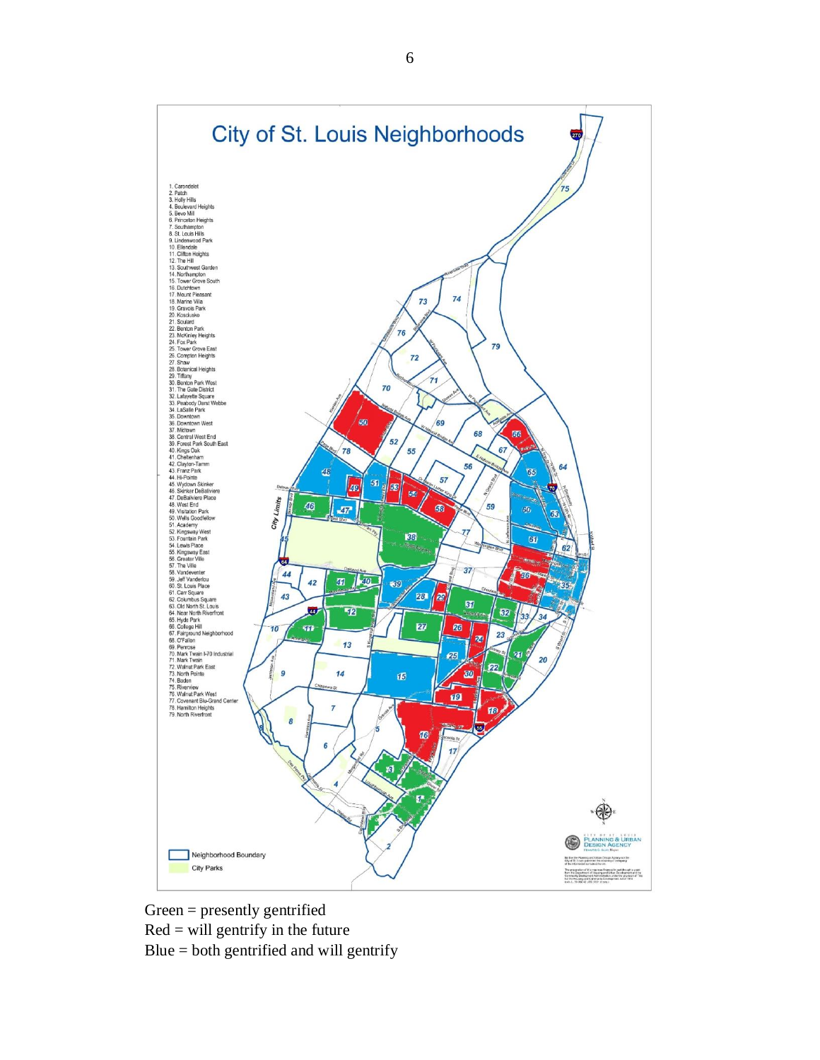# City of St. Louis Neighborhoods

1. Carondelet
2. Patch
3. Holly Hills
4. Boulevard Heights
5. Bevo Mill
6. Princeton Heights
7. Southampton
8. St. Louis Hills
9. Lindenwood Park
10. Ellendale
11. Clifton Heights
12. The Hill
13. Southwest Garden
14. Northampton
15. Tower Grove South
16. Dutchtown
17. Mount Pleasant
18. Marine Villa
19. Gravois Park
20. Kosciusko
21. Soulard
22. Benton Park
23. McKinley Heights
24. Fox Park
25. Tower Grove East
26. Compton Heights
27. Shaw
28. Botanical Heights
29. Tiffany
30. Benton Park West
31. The Gate District
32. Lafayette Square
33. Peabody Darst Webbe
34. LaSalle Park
35. Downtown
36. Downtown West
37. Midtown
38. Central West End
39. Forest Park South East
40. Kings Oak
41. Cheltenham
42. Clayton-Tamm
43. Franz Park
44. Hi-Pointe
45. Wydown Skinker
46. Skinker DeBaliviere
47. DeBaliviere Place
48. West End
49. Visitation Park
50. Wells Goodfellow
51. Academy
52. Kingsway West
53. Fountain Park
54. Lewis Place
55. Kingsway East
56. Greater Ville
57. The Ville
58. Vandeventer
59. Jeff Vanderlou
60. St. Louis Place
61. Carr Square
62. Columbus Square
63. Old North St. Louis
64. Near North Riverfront
65. Hyde Park
66. College Hill
67. Fairground Neighborhood
68. O'Fallon
69. Penrose
70. Mark Twain I-70 Industrial
71. Mark Twain
72. Walnut Park East
73. North Pointe
74. Baden
75. Riverview
76. Walnut Park West
77. Covenant Blu-Grand Center
78. Hamilton Heights
79. North Riverfront

Neighborhood Boundary

City Parks

Green = presently gentrified
Red = will gentrify in the future
Blue = both gentrified and will gentrify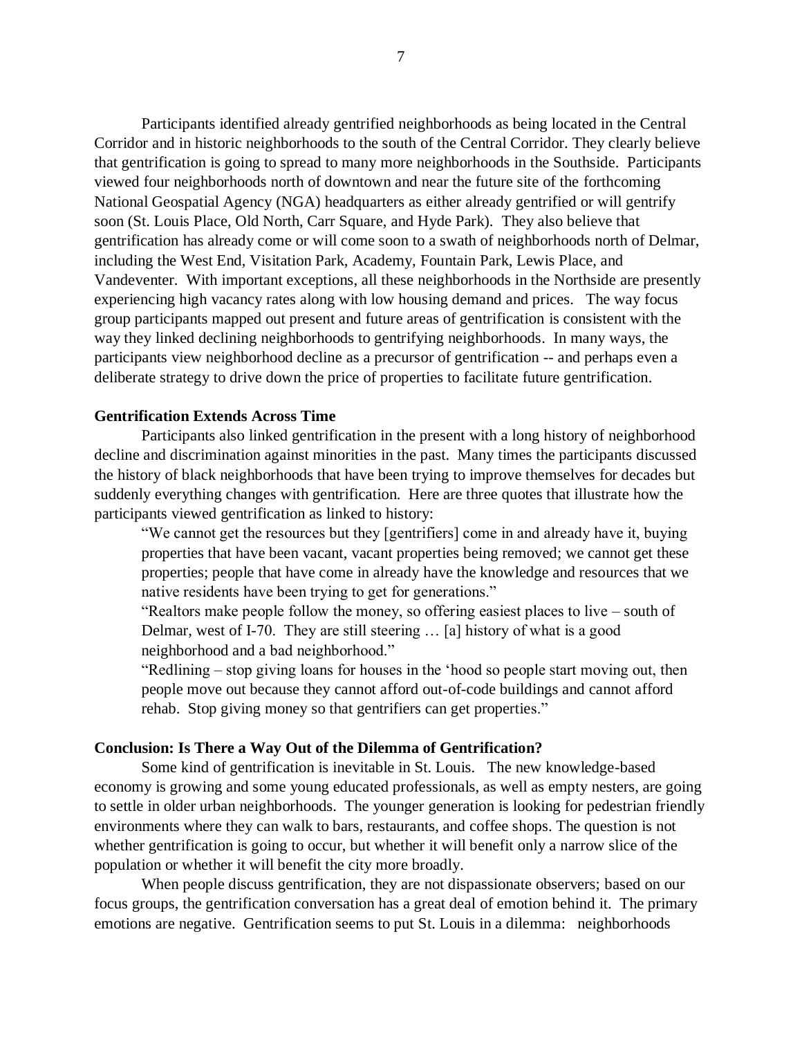Participants identified already gentrified neighborhoods as being located in the Central Corridor and in historic neighborhoods to the south of the Central Corridor. They clearly believe that gentrification is going to spread to many more neighborhoods in the Southside. Participants viewed four neighborhoods north of downtown and near the future site of the forthcoming National Geospatial Agency (NGA) headquarters as either already gentrified or will gentrify soon (St. Louis Place, Old North, Carr Square, and Hyde Park). They also believe that gentrification has already come or will come soon to a swath of neighborhoods north of Delmar, including the West End, Visitation Park, Academy, Fountain Park, Lewis Place, and Vandeventer. With important exceptions, all these neighborhoods in the Northside are presently experiencing high vacancy rates along with low housing demand and prices. The way focus group participants mapped out present and future areas of gentrification is consistent with the way they linked declining neighborhoods to gentrifying neighborhoods. In many ways, the participants view neighborhood decline as a precursor of gentrification -- and perhaps even a deliberate strategy to drive down the price of properties to facilitate future gentrification.

**Gentrification Extends Across Time**

Participants also linked gentrification in the present with a long history of neighborhood decline and discrimination against minorities in the past. Many times the participants discussed the history of black neighborhoods that have been trying to improve themselves for decades but suddenly everything changes with gentrification. Here are three quotes that illustrate how the participants viewed gentrification as linked to history:

> "We cannot get the resources but they [gentrifiers] come in and already have it, buying properties that have been vacant, vacant properties being removed; we cannot get these properties; people that have come in already have the knowledge and resources that we native residents have been trying to get for generations."
>
> "Realtors make people follow the money, so offering easiest places to live – south of Delmar, west of I-70. They are still steering … [a] history of what is a good neighborhood and a bad neighborhood."
>
> "Redlining – stop giving loans for houses in the 'hood so people start moving out, then people move out because they cannot afford out-of-code buildings and cannot afford rehab. Stop giving money so that gentrifiers can get properties."

**Conclusion: Is There a Way Out of the Dilemma of Gentrification?**

Some kind of gentrification is inevitable in St. Louis. The new knowledge-based economy is growing and some young educated professionals, as well as empty nesters, are going to settle in older urban neighborhoods. The younger generation is looking for pedestrian friendly environments where they can walk to bars, restaurants, and coffee shops. The question is not whether gentrification is going to occur, but whether it will benefit only a narrow slice of the population or whether it will benefit the city more broadly.

When people discuss gentrification, they are not dispassionate observers; based on our focus groups, the gentrification conversation has a great deal of emotion behind it. The primary emotions are negative. Gentrification seems to put St. Louis in a dilemma: neighborhoods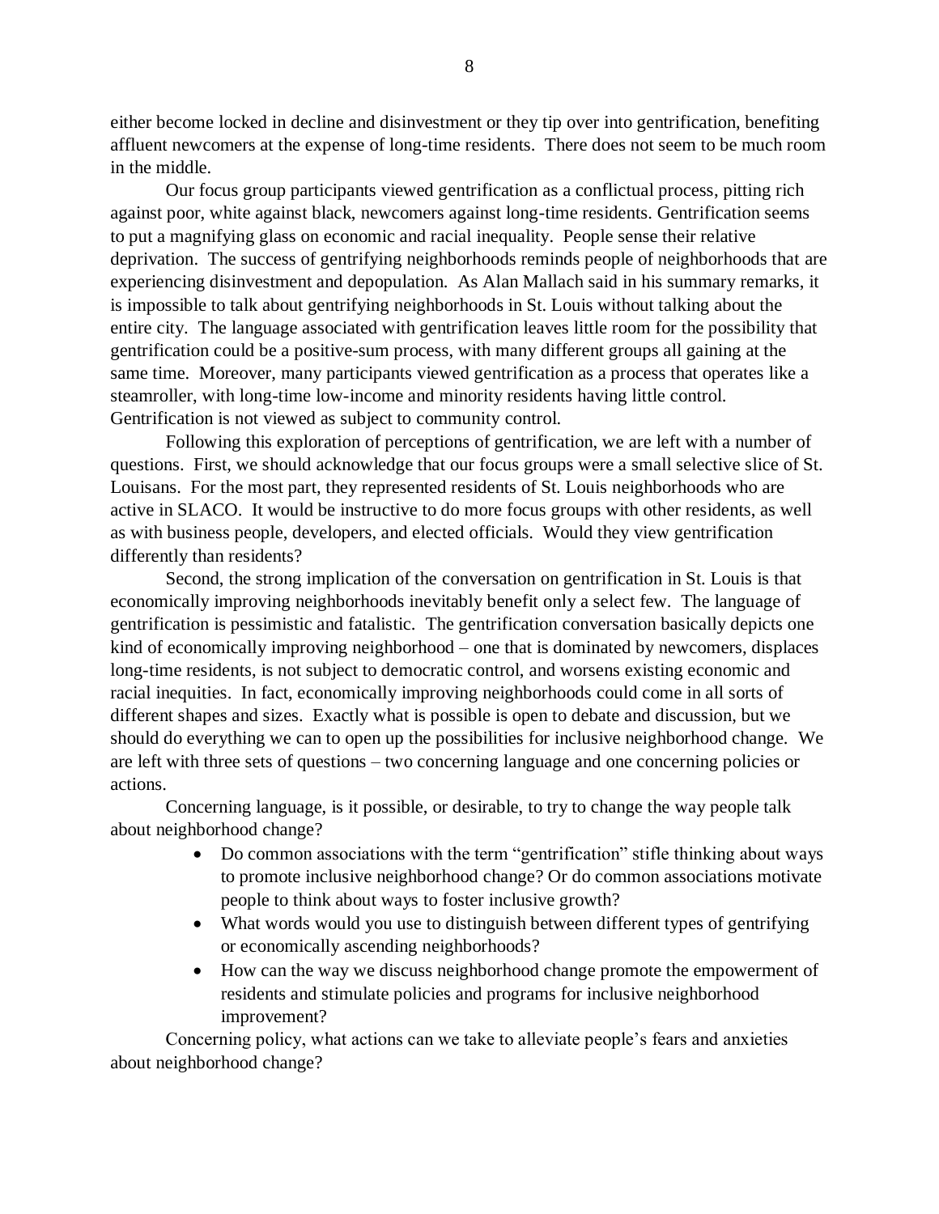either become locked in decline and disinvestment or they tip over into gentrification, benefiting affluent newcomers at the expense of long-time residents. There does not seem to be much room in the middle.

Our focus group participants viewed gentrification as a conflictual process, pitting rich against poor, white against black, newcomers against long-time residents. Gentrification seems to put a magnifying glass on economic and racial inequality. People sense their relative deprivation. The success of gentrifying neighborhoods reminds people of neighborhoods that are experiencing disinvestment and depopulation. As Alan Mallach said in his summary remarks, it is impossible to talk about gentrifying neighborhoods in St. Louis without talking about the entire city. The language associated with gentrification leaves little room for the possibility that gentrification could be a positive-sum process, with many different groups all gaining at the same time. Moreover, many participants viewed gentrification as a process that operates like a steamroller, with long-time low-income and minority residents having little control. Gentrification is not viewed as subject to community control.

Following this exploration of perceptions of gentrification, we are left with a number of questions. First, we should acknowledge that our focus groups were a small selective slice of St. Louisans. For the most part, they represented residents of St. Louis neighborhoods who are active in SLACO. It would be instructive to do more focus groups with other residents, as well as with business people, developers, and elected officials. Would they view gentrification differently than residents?

Second, the strong implication of the conversation on gentrification in St. Louis is that economically improving neighborhoods inevitably benefit only a select few. The language of gentrification is pessimistic and fatalistic. The gentrification conversation basically depicts one kind of economically improving neighborhood – one that is dominated by newcomers, displaces long-time residents, is not subject to democratic control, and worsens existing economic and racial inequities. In fact, economically improving neighborhoods could come in all sorts of different shapes and sizes. Exactly what is possible is open to debate and discussion, but we should do everything we can to open up the possibilities for inclusive neighborhood change. We are left with three sets of questions – two concerning language and one concerning policies or actions.

Concerning language, is it possible, or desirable, to try to change the way people talk about neighborhood change?

- Do common associations with the term "gentrification" stifle thinking about ways to promote inclusive neighborhood change? Or do common associations motivate people to think about ways to foster inclusive growth?
- What words would you use to distinguish between different types of gentrifying or economically ascending neighborhoods?
- How can the way we discuss neighborhood change promote the empowerment of residents and stimulate policies and programs for inclusive neighborhood improvement?

Concerning policy, what actions can we take to alleviate people's fears and anxieties about neighborhood change?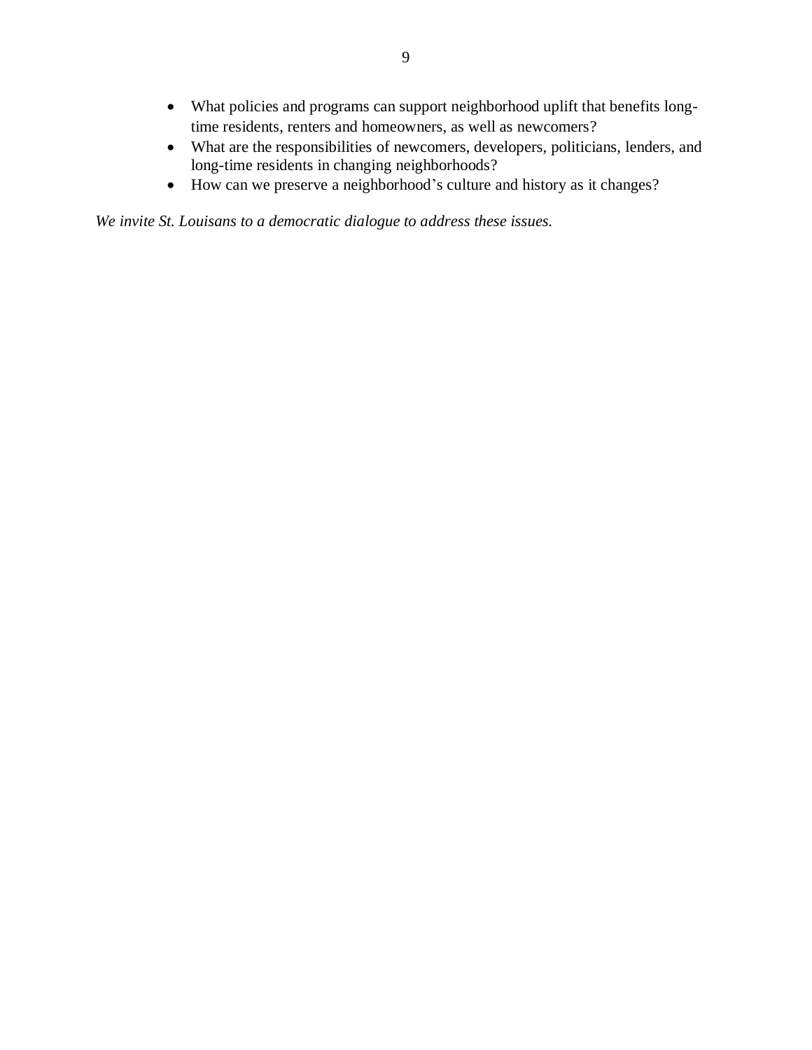- What policies and programs can support neighborhood uplift that benefits long-time residents, renters and homeowners, as well as newcomers?
- What are the responsibilities of newcomers, developers, politicians, lenders, and long-time residents in changing neighborhoods?
- How can we preserve a neighborhood's culture and history as it changes?

*We invite St. Louisans to a democratic dialogue to address these issues.*